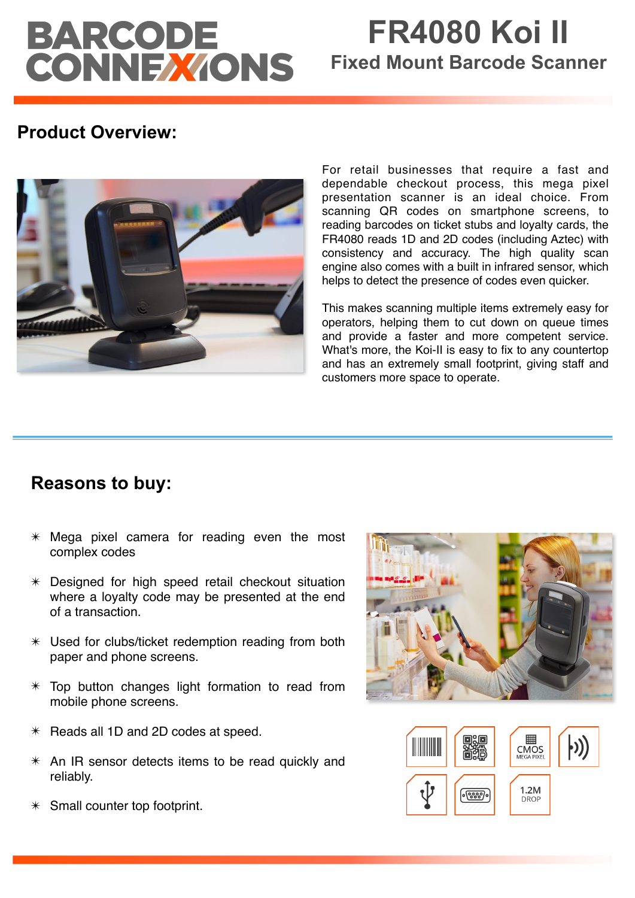BARCODE CONNEXIONS

# FR4080 Koi II

## Fixed Mount Barcode Scanner

## Product Overview:

For retail businesses that require a fast and dependable checkout process, this mega pixel presentation scanner is an ideal choice. From scanning QR codes on smartphone screens, to reading barcodes on ticket stubs and loyalty cards, the FR4080 reads 1D and 2D codes (including Aztec) with consistency and accuracy. The high quality scan engine also comes with a built in infrared sensor, which helps to detect the presence of codes even quicker.

This makes scanning multiple items extremely easy for operators, helping them to cut down on queue times and provide a faster and more competent service. What's more, the Koi-II is easy to fix to any countertop and has an extremely small footprint, giving staff and customers more space to operate.

## Reasons to buy:

- ✴ Mega pixel camera for reading even the most complex codes
- ✴ Designed for high speed retail checkout situation where a loyalty code may be presented at the end of a transaction.
- ✴ Used for clubs/ticket redemption reading from both paper and phone screens.
- ✴ Top button changes light formation to read from mobile phone screens.
- ✴ Reads all 1D and 2D codes at speed.
- ✴ An IR sensor detects items to be read quickly and reliably.
- ✴ Small counter top footprint.

CMOS MEGA PIXEL

1.2M DROP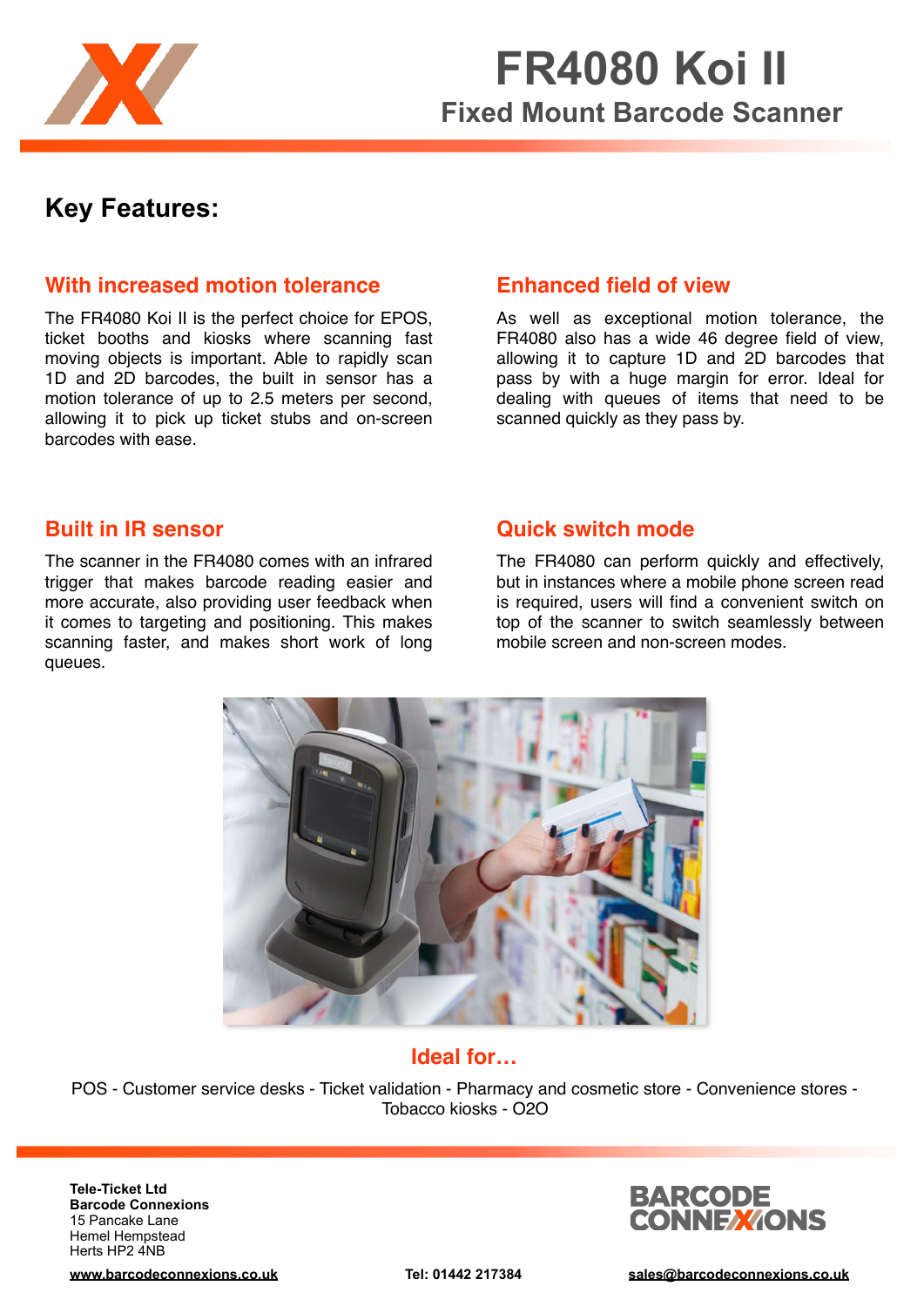# FR4080 Koi II

## Fixed Mount Barcode Scanner

## Key Features:

### With increased motion tolerance

The FR4080 Koi II is the perfect choice for EPOS, ticket booths and kiosks where scanning fast moving objects is important. Able to rapidly scan 1D and 2D barcodes, the built in sensor has a motion tolerance of up to 2.5 meters per second, allowing it to pick up ticket stubs and on-screen barcodes with ease.

### Enhanced field of view

As well as exceptional motion tolerance, the FR4080 also has a wide 46 degree field of view, allowing it to capture 1D and 2D barcodes that pass by with a huge margin for error. Ideal for dealing with queues of items that need to be scanned quickly as they pass by.

### Built in IR sensor

The scanner in the FR4080 comes with an infrared trigger that makes barcode reading easier and more accurate, also providing user feedback when it comes to targeting and positioning. This makes scanning faster, and makes short work of long queues.

### Quick switch mode

The FR4080 can perform quickly and effectively, but in instances where a mobile phone screen read is required, users will find a convenient switch on top of the scanner to switch seamlessly between mobile screen and non-screen modes.

### Ideal for…

POS - Customer service desks - Ticket validation - Pharmacy and cosmetic store - Convenience stores - Tobacco kiosks - O2O

**Tele-Ticket Ltd**
**Barcode Connexions**
15 Pancake Lane
Hemel Hempstead
Herts HP2 4NB

BARCODE CONNEXIONS

www.barcodeconnexions.co.uk | **Tel: 01442 217384** | sales@barcodeconnexions.co.uk